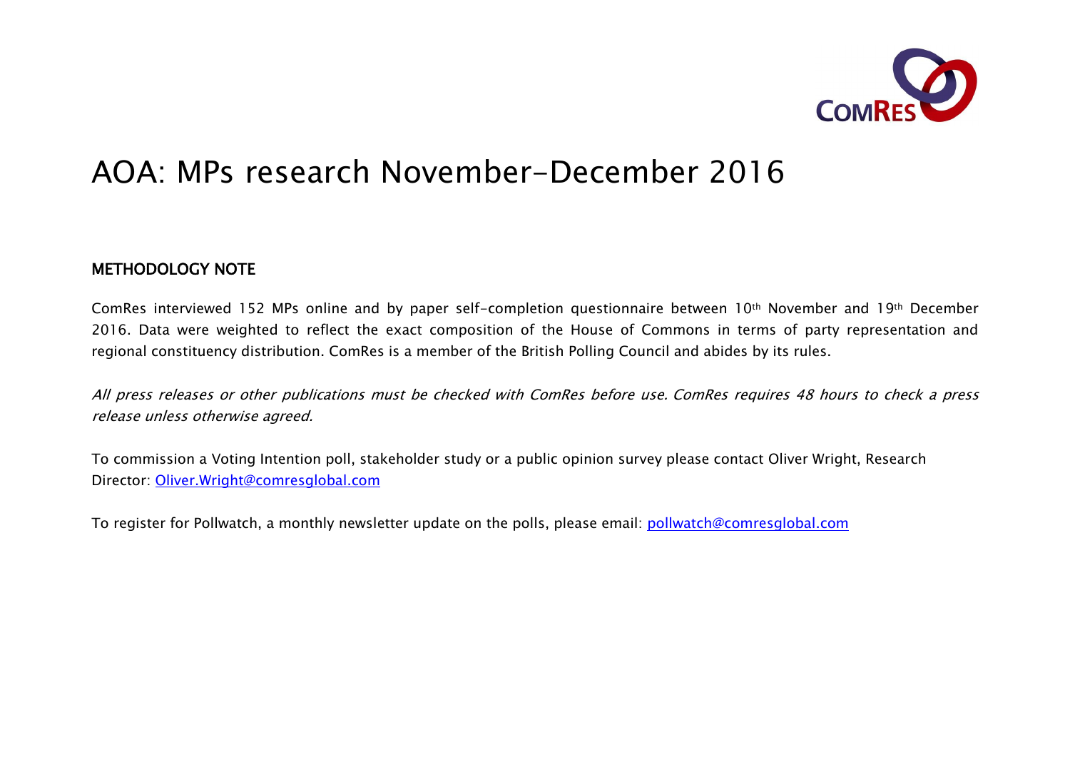# AOA: MPs research November-December 2016

## METHODOLOGY NOTE

ComRes interviewed 152 MPs online and by paper self-completion questionnaire between 10th November and 19th December 2016. Data were weighted to reflect the exact composition of the House of Commons in terms of party representation and regional constituency distribution. ComRes is a member of the British Polling Council and abides by its rules.

*All press releases or other publications must be checked with ComRes before use. ComRes requires 48 hours to check a press release unless otherwise agreed.*

To commission a Voting Intention poll, stakeholder study or a public opinion survey please contact Oliver Wright, Research Director: Oliver.Wright@comresglobal.com

To register for Pollwatch, a monthly newsletter update on the polls, please email: pollwatch@comresglobal.com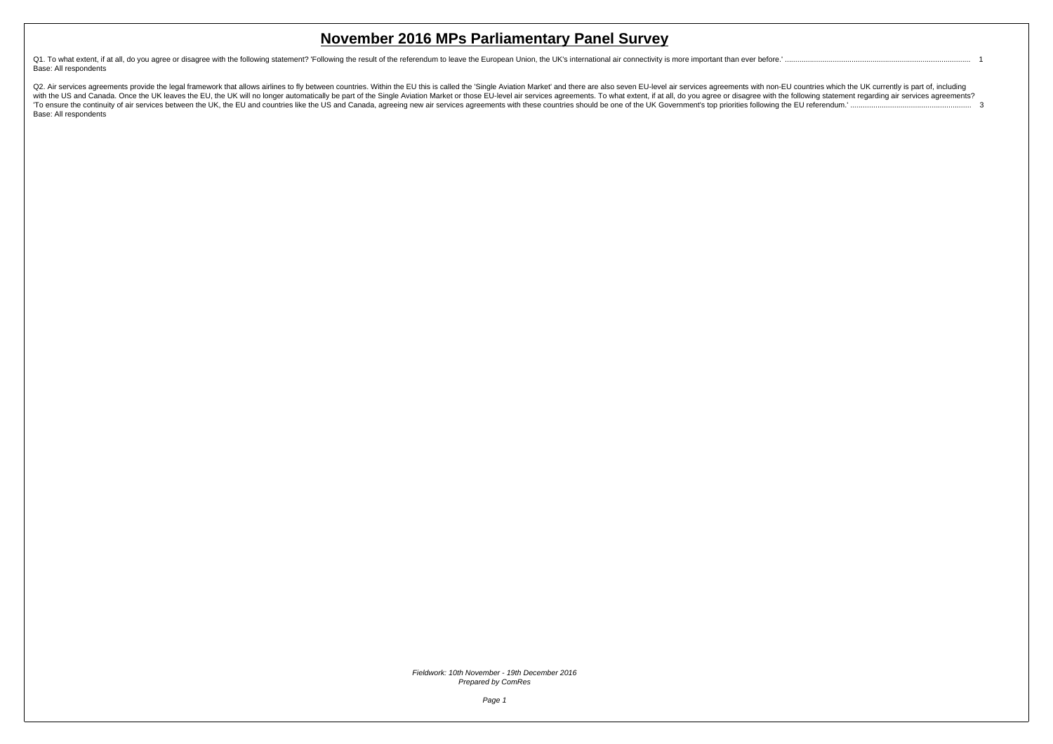# November 2016 MPs Parliamentary Panel Survey

Q1. To what extent, if at all, do you agree or disagree with the following statement? 'Following the result of the referendum to leave the European Union, the UK's international air connectivity is more important than ever before.' ........................................................................................ 1
Base: All respondents

Q2. Air services agreements provide the legal framework that allows airlines to fly between countries. Within the EU this is called the 'Single Aviation Market' and there are also seven EU-level air services agreements with non-EU countries which the UK currently is part of, including with the US and Canada. Once the UK leaves the EU, the UK will no longer automatically be part of the Single Aviation Market or those EU-level air services agreements. To what extent, if at all, do you agree or disagree with the following statement regarding air services agreements? 'To ensure the continuity of air services between the UK, the EU and countries like the US and Canada, agreeing new air services agreements with these countries should be one of the UK Government's top priorities following the EU referendum.' ......................................................... 3
Base: All respondents

*Fieldwork: 10th November - 19th December 2016*
*Prepared by ComRes*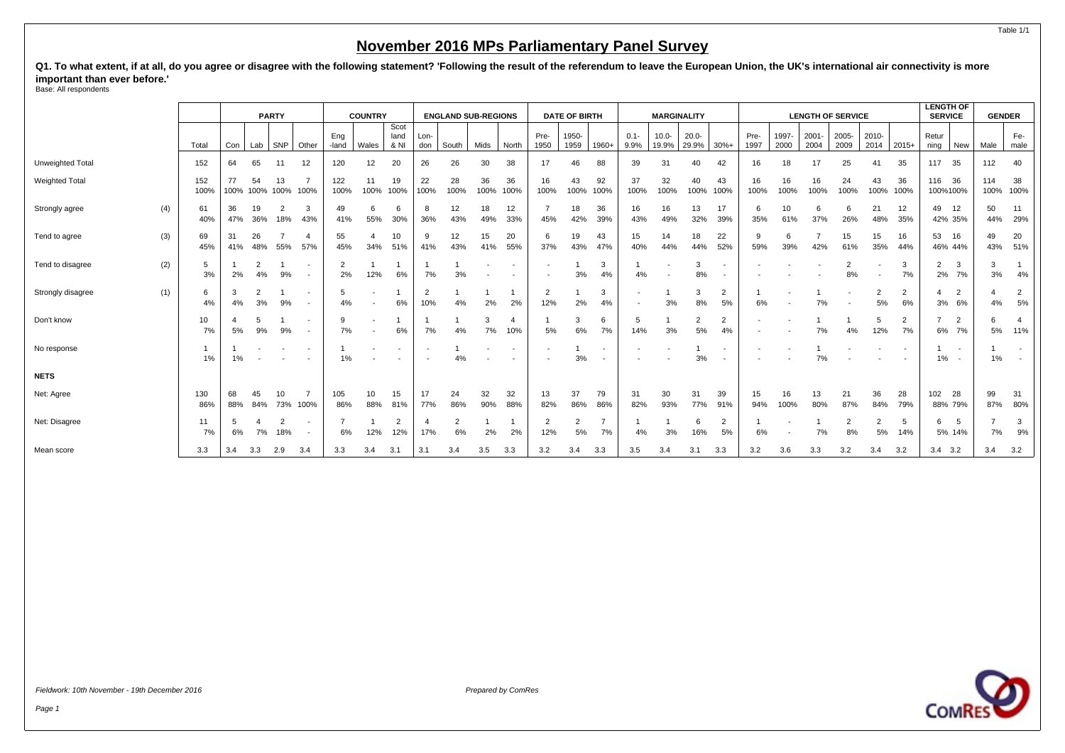# November 2016 MPs Parliamentary Panel Survey

**Q1. To what extent, if at all, do you agree or disagree with the following statement? 'Following the result of the referendum to leave the European Union, the UK's international air connectivity is more important than ever before.'**

Base: All respondents

| | | | PARTY | | | | COUNTRY | | | ENGLAND SUB-REGIONS | | | | DATE OF BIRTH | | | MARGINALITY | | | | LENGTH OF SERVICE | | | | | | LENGTH OF SERVICE | | GENDER | |
|---|---|---|---|---|---|---|---|---|---|---|---|---|---|---|---|---|---|---|---|---|---|---|---|---|---|---|---|---|---|---|
| | | Total | Con | Lab | SNP | Other | Eng -land | Wales | Scot land & NI | Lon- don | South | Mids | North | Pre- 1950 | 1950- 1959 | 1960+ | 0.1- 9.9% | 10.0- 19.9% | 20.0- 29.9% | 30%+ | Pre- 1997 | 1997- 2000 | 2001- 2004 | 2005- 2009 | 2010- 2014 | 2015+ | Retur ning | New | Male | Fe- male |
| Unweighted Total | | 152 | 64 | 65 | 11 | 12 | 120 | 12 | 20 | 26 | 26 | 30 | 38 | 17 | 46 | 88 | 39 | 31 | 40 | 42 | 16 | 18 | 17 | 25 | 41 | 35 | 117 | 35 | 112 | 40 |
| Weighted Total | | 152 100% | 77 100% | 54 100% | 13 100% | 7 100% | 122 100% | 11 100% | 19 100% | 22 100% | 28 100% | 36 100% | 36 100% | 16 100% | 43 100% | 92 100% | 37 100% | 32 100% | 40 100% | 43 100% | 16 100% | 16 100% | 16 100% | 24 100% | 43 100% | 36 100% | 116 100% | 36 100% | 114 100% | 38 100% |
| Strongly agree | (4) | 61 40% | 36 47% | 19 36% | 2 18% | 3 43% | 49 41% | 6 55% | 6 30% | 8 36% | 12 43% | 18 49% | 12 33% | 7 45% | 18 42% | 36 39% | 16 43% | 16 49% | 13 32% | 17 39% | 6 35% | 10 61% | 6 37% | 6 26% | 21 48% | 12 35% | 49 42% | 12 35% | 50 44% | 11 29% |
| Tend to agree | (3) | 69 45% | 31 41% | 26 48% | 7 55% | 4 57% | 55 45% | 4 34% | 10 51% | 9 41% | 12 43% | 15 41% | 20 55% | 6 37% | 19 43% | 43 47% | 15 40% | 14 44% | 18 44% | 22 52% | 9 59% | 6 39% | 7 42% | 15 61% | 15 35% | 16 44% | 53 46% | 16 44% | 49 43% | 20 51% |
| Tend to disagree | (2) | 5 3% | 1 2% | 2 4% | 1 9% | - | 2 2% | 1 12% | 1 6% | 1 7% | 1 3% | - | - | - | 1 3% | 3 4% | 1 4% | - | 3 8% | - | - | - | - | 2 8% | - | 3 7% | 2 2% | 3 7% | 3 3% | 1 4% |
| Strongly disagree | (1) | 6 4% | 3 4% | 2 3% | 1 9% | - | 5 4% | - | 1 6% | 2 10% | 1 4% | 1 2% | 1 2% | 2 12% | 1 2% | 3 4% | - | 1 3% | 3 8% | 2 5% | 1 6% | - | 1 7% | - | 2 5% | 2 6% | 4 3% | 2 6% | 4 4% | 2 5% |
| Don't know | | 10 7% | 4 5% | 5 9% | 1 9% | - | 9 7% | - | 1 6% | 1 7% | 1 4% | 3 7% | 4 10% | 1 5% | 3 6% | 6 7% | 5 14% | 1 3% | 2 5% | 2 4% | - | - | 1 7% | 1 4% | 5 12% | 2 7% | 7 6% | 2 7% | 6 5% | 4 11% |
| No response | | 1 1% | 1 1% | - | - | - | 1 1% | - | - | - | 1 4% | - | - | - | 1 3% | - | - | - | 1 3% | - | - | - | 1 7% | - | - | - | 1 1% | - | 1 1% | - |
| **NETS** | | | | | | | | | | | | | | | | | | | | | | | | | | | | | | |
| Net: Agree | | 130 86% | 68 88% | 45 84% | 10 73% | 7 100% | 105 86% | 10 88% | 15 81% | 17 77% | 24 86% | 32 90% | 32 88% | 13 82% | 37 86% | 79 86% | 31 82% | 30 93% | 31 77% | 39 91% | 15 94% | 16 100% | 13 80% | 21 87% | 36 84% | 28 79% | 102 88% | 28 79% | 99 87% | 31 80% |
| Net: Disagree | | 11 7% | 5 6% | 4 7% | 2 18% | - | 7 6% | 1 12% | 2 12% | 4 17% | 2 6% | 1 2% | 1 2% | 2 12% | 2 5% | 7 7% | 1 4% | 1 3% | 6 16% | 2 5% | 1 6% | - | 1 7% | 2 8% | 2 5% | 5 14% | 6 5% | 5 14% | 7 7% | 3 9% |
| Mean score | | 3.3 | 3.4 | 3.3 | 2.9 | 3.4 | 3.3 | 3.4 | 3.1 | 3.1 | 3.4 | 3.5 | 3.3 | 3.2 | 3.4 | 3.3 | 3.5 | 3.4 | 3.1 | 3.3 | 3.2 | 3.6 | 3.3 | 3.2 | 3.4 | 3.2 | 3.4 | 3.2 | 3.4 | 3.2 |

*Fieldwork: 10th November - 19th December 2016*

*Prepared by ComRes*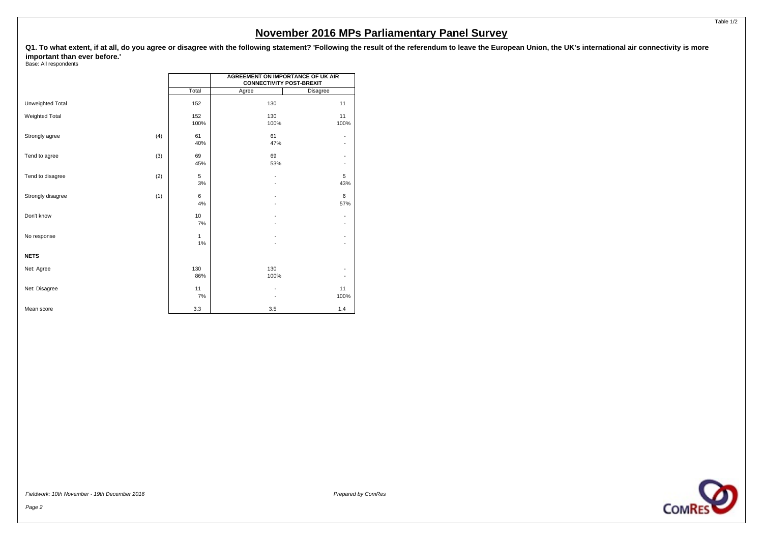# November 2016 MPs Parliamentary Panel Survey

**Q1. To what extent, if at all, do you agree or disagree with the following statement? 'Following the result of the referendum to leave the European Union, the UK's international air connectivity is more important than ever before.'**

Base: All respondents

| | | | AGREEMENT ON IMPORTANCE OF UK AIR CONNECTIVITY POST-BREXIT | |
|---|---|---|---|---|
| | | Total | Agree | Disagree |
| Unweighted Total | | 152 | 130 | 11 |
| Weighted Total | | 152<br>100% | 130<br>100% | 11<br>100% |
| Strongly agree | (4) | 61<br>40% | 61<br>47% | -<br>- |
| Tend to agree | (3) | 69<br>45% | 69<br>53% | -<br>- |
| Tend to disagree | (2) | 5<br>3% | -<br>- | 5<br>43% |
| Strongly disagree | (1) | 6<br>4% | -<br>- | 6<br>57% |
| Don't know | | 10<br>7% | -<br>- | -<br>- |
| No response | | 1<br>1% | -<br>- | -<br>- |
| **NETS** | | | | |
| Net: Agree | | 130<br>86% | 130<br>100% | -<br>- |
| Net: Disagree | | 11<br>7% | -<br>- | 11<br>100% |
| Mean score | | 3.3 | 3.5 | 1.4 |

*Fieldwork: 10th November - 19th December 2016*

*Prepared by ComRes*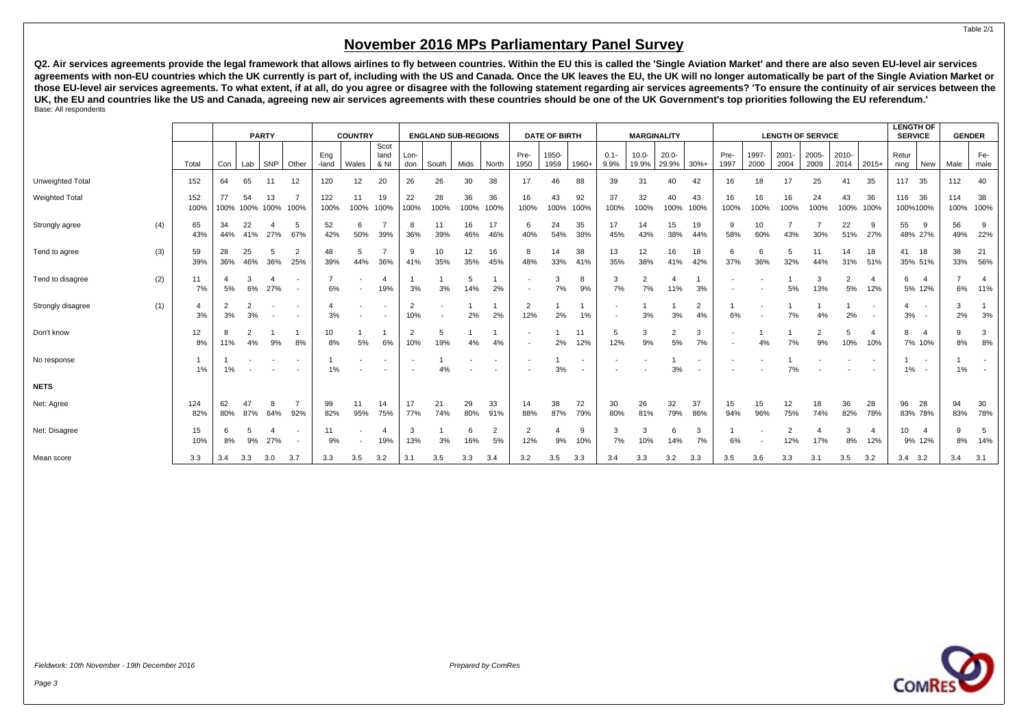# November 2016 MPs Parliamentary Panel Survey

**Q2. Air services agreements provide the legal framework that allows airlines to fly between countries. Within the EU this is called the 'Single Aviation Market' and there are also seven EU-level air services agreements with non-EU countries which the UK currently is part of, including with the US and Canada. Once the UK leaves the EU, the UK will no longer automatically be part of the Single Aviation Market or those EU-level air services agreements. To what extent, if at all, do you agree or disagree with the following statement regarding air services agreements? 'To ensure the continuity of air services between the UK, the EU and countries like the US and Canada, agreeing new air services agreements with these countries should be one of the UK Government's top priorities following the EU referendum.'**

Base: All respondents

| | | | PARTY | | | | COUNTRY | | | ENGLAND SUB-REGIONS | | | | DATE OF BIRTH | | | MARGINALITY | | | | LENGTH OF SERVICE | | | | | | LENGTH OF SERVICE | | GENDER | |
|---|---|---|---|---|---|---|---|---|---|---|---|---|---|---|---|---|---|---|---|---|---|---|---|---|---|---|---|---|---|---|
| | | Total | Con | Lab | SNP | Other | Eng-land | Wales | Scotland & NI | London | South | Mids | North | Pre-1950 | 1950-1959 | 1960+ | 0.1-9.9% | 10.0-19.9% | 20.0-29.9% | 30%+ | Pre-1997 | 1997-2000 | 2001-2004 | 2005-2009 | 2010-2014 | 2015+ | Returning | New | Male | Female |
| Unweighted Total | | 152 | 64 | 65 | 11 | 12 | 120 | 12 | 20 | 26 | 26 | 30 | 38 | 17 | 46 | 88 | 39 | 31 | 40 | 42 | 16 | 18 | 17 | 25 | 41 | 35 | 117 | 35 | 112 | 40 |
| Weighted Total | | 152<br>100% | 77<br>100% | 54<br>100% | 13<br>100% | 7<br>100% | 122<br>100% | 11<br>100% | 19<br>100% | 22<br>100% | 28<br>100% | 36<br>100% | 36<br>100% | 16<br>100% | 43<br>100% | 92<br>100% | 37<br>100% | 32<br>100% | 40<br>100% | 43<br>100% | 16<br>100% | 16<br>100% | 16<br>100% | 24<br>100% | 43<br>100% | 36<br>100% | 116<br>100% | 36<br>100% | 114<br>100% | 38<br>100% |
| Strongly agree | (4) | 65<br>43% | 34<br>44% | 22<br>41% | 4<br>27% | 5<br>67% | 52<br>42% | 6<br>50% | 7<br>39% | 8<br>36% | 11<br>39% | 16<br>46% | 17<br>46% | 6<br>40% | 24<br>54% | 35<br>38% | 17<br>45% | 14<br>43% | 15<br>38% | 19<br>44% | 9<br>58% | 10<br>60% | 7<br>43% | 7<br>30% | 22<br>51% | 9<br>27% | 55<br>48% | 9<br>27% | 56<br>49% | 9<br>22% |
| Tend to agree | (3) | 59<br>39% | 28<br>36% | 25<br>46% | 5<br>36% | 2<br>25% | 48<br>39% | 5<br>44% | 7<br>36% | 9<br>41% | 10<br>35% | 12<br>35% | 16<br>45% | 8<br>48% | 14<br>33% | 38<br>41% | 13<br>35% | 12<br>38% | 16<br>41% | 18<br>42% | 6<br>37% | 6<br>36% | 5<br>32% | 11<br>44% | 14<br>31% | 18<br>51% | 41<br>35% | 18<br>51% | 38<br>33% | 21<br>56% |
| Tend to disagree | (2) | 11<br>7% | 4<br>5% | 3<br>6% | 4<br>27% | -<br>- | 7<br>6% | -<br>- | 4<br>19% | 1<br>3% | 1<br>3% | 5<br>14% | 1<br>2% | -<br>- | 3<br>7% | 8<br>9% | 3<br>7% | 2<br>7% | 4<br>11% | 1<br>3% | -<br>- | -<br>- | 1<br>5% | 3<br>13% | 2<br>5% | 4<br>12% | 6<br>5% | 4<br>12% | 7<br>6% | 4<br>11% |
| Strongly disagree | (1) | 4<br>3% | 2<br>3% | 2<br>3% | -<br>- | -<br>- | 4<br>3% | -<br>- | -<br>- | 2<br>10% | -<br>- | 1<br>2% | 1<br>2% | 2<br>12% | 1<br>2% | 1<br>1% | -<br>- | 1<br>3% | 1<br>3% | 2<br>4% | 1<br>6% | -<br>- | 1<br>7% | 1<br>4% | 1<br>2% | -<br>- | 4<br>3% | -<br>- | 3<br>2% | 1<br>3% |
| Don't know | | 12<br>8% | 8<br>11% | 2<br>4% | 1<br>9% | 1<br>8% | 10<br>8% | 1<br>5% | 1<br>6% | 2<br>10% | 5<br>19% | 1<br>4% | 1<br>4% | -<br>- | 1<br>2% | 11<br>12% | 5<br>12% | 3<br>9% | 2<br>5% | 3<br>7% | -<br>- | 1<br>4% | 1<br>7% | 2<br>9% | 5<br>10% | 4<br>10% | 8<br>7% | 4<br>10% | 9<br>8% | 3<br>8% |
| No response | | 1<br>1% | 1<br>1% | -<br>- | -<br>- | -<br>- | 1<br>1% | -<br>- | -<br>- | -<br>- | 1<br>4% | -<br>- | -<br>- | -<br>- | 1<br>3% | -<br>- | -<br>- | -<br>- | 1<br>3% | -<br>- | -<br>- | -<br>- | 1<br>7% | -<br>- | -<br>- | -<br>- | 1<br>1% | -<br>- | 1<br>1% | -<br>- |
| **NETS** | | | | | | | | | | | | | | | | | | | | | | | | | | | | | | |
| Net: Agree | | 124<br>82% | 62<br>80% | 47<br>87% | 8<br>64% | 7<br>92% | 99<br>82% | 11<br>95% | 14<br>75% | 17<br>77% | 21<br>74% | 29<br>80% | 33<br>91% | 14<br>88% | 38<br>87% | 72<br>79% | 30<br>80% | 26<br>81% | 32<br>79% | 37<br>86% | 15<br>94% | 15<br>96% | 12<br>75% | 18<br>74% | 36<br>82% | 28<br>78% | 96<br>83% | 28<br>78% | 94<br>83% | 30<br>78% |
| Net: Disagree | | 15<br>10% | 6<br>8% | 5<br>9% | 4<br>27% | -<br>- | 11<br>9% | -<br>- | 4<br>19% | 3<br>13% | 1<br>3% | 6<br>16% | 2<br>5% | 2<br>12% | 4<br>9% | 9<br>10% | 3<br>7% | 3<br>10% | 6<br>14% | 3<br>7% | 1<br>6% | -<br>- | 2<br>12% | 4<br>17% | 3<br>8% | 4<br>12% | 10<br>9% | 4<br>12% | 9<br>8% | 5<br>14% |
| Mean score | | 3.3 | 3.4 | 3.3 | 3.0 | 3.7 | 3.3 | 3.5 | 3.2 | 3.1 | 3.5 | 3.3 | 3.4 | 3.2 | 3.5 | 3.3 | 3.4 | 3.3 | 3.2 | 3.3 | 3.5 | 3.6 | 3.3 | 3.1 | 3.5 | 3.2 | 3.4 | 3.2 | 3.4 | 3.1 |

*Fieldwork: 10th November - 19th December 2016*

*Prepared by ComRes*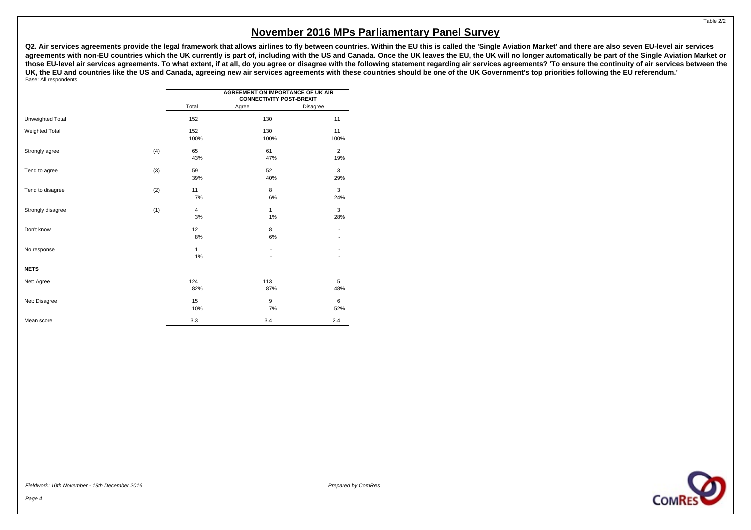# November 2016 MPs Parliamentary Panel Survey

**Q2. Air services agreements provide the legal framework that allows airlines to fly between countries. Within the EU this is called the 'Single Aviation Market' and there are also seven EU-level air services agreements with non-EU countries which the UK currently is part of, including with the US and Canada. Once the UK leaves the EU, the UK will no longer automatically be part of the Single Aviation Market or those EU-level air services agreements. To what extent, if at all, do you agree or disagree with the following statement regarding air services agreements? 'To ensure the continuity of air services between the UK, the EU and countries like the US and Canada, agreeing new air services agreements with these countries should be one of the UK Government's top priorities following the EU referendum.'**

Base: All respondents

| | | | AGREEMENT ON IMPORTANCE OF UK AIR CONNECTIVITY POST-BREXIT | |
|---|---|---|---|---|
| | | Total | Agree | Disagree |
| Unweighted Total | | 152 | 130 | 11 |
| Weighted Total | | 152<br>100% | 130<br>100% | 11<br>100% |
| Strongly agree | (4) | 65<br>43% | 61<br>47% | 2<br>19% |
| Tend to agree | (3) | 59<br>39% | 52<br>40% | 3<br>29% |
| Tend to disagree | (2) | 11<br>7% | 8<br>6% | 3<br>24% |
| Strongly disagree | (1) | 4<br>3% | 1<br>1% | 3<br>28% |
| Don't know | | 12<br>8% | 8<br>6% | -<br>- |
| No response | | 1<br>1% | -<br>- | -<br>- |
| **NETS** | | | | |
| Net: Agree | | 124<br>82% | 113<br>87% | 5<br>48% |
| Net: Disagree | | 15<br>10% | 9<br>7% | 6<br>52% |
| Mean score | | 3.3 | 3.4 | 2.4 |

*Fieldwork: 10th November - 19th December 2016*

*Prepared by ComRes*